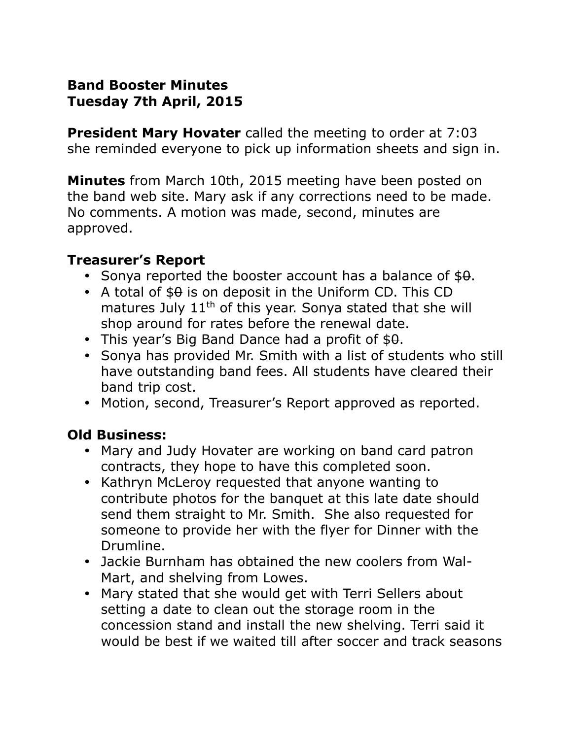**Band Booster Minutes**
**Tuesday 7th April, 2015**

**President Mary Hovater** called the meeting to order at 7:03 she reminded everyone to pick up information sheets and sign in.

**Minutes** from March 10th, 2015 meeting have been posted on the band web site. Mary ask if any corrections need to be made. No comments. A motion was made, second, minutes are approved.

**Treasurer's Report**

- Sonya reported the booster account has a balance of $~~0~~.
- A total of $~~0~~ is on deposit in the Uniform CD. This CD matures July 11th of this year. Sonya stated that she will shop around for rates before the renewal date.
- This year's Big Band Dance had a profit of $~~0~~.
- Sonya has provided Mr. Smith with a list of students who still have outstanding band fees. All students have cleared their band trip cost.
- Motion, second, Treasurer's Report approved as reported.

**Old Business:**

- Mary and Judy Hovater are working on band card patron contracts, they hope to have this completed soon.
- Kathryn McLeroy requested that anyone wanting to contribute photos for the banquet at this late date should send them straight to Mr. Smith. She also requested for someone to provide her with the flyer for Dinner with the Drumline.
- Jackie Burnham has obtained the new coolers from Wal-Mart, and shelving from Lowes.
- Mary stated that she would get with Terri Sellers about setting a date to clean out the storage room in the concession stand and install the new shelving. Terri said it would be best if we waited till after soccer and track seasons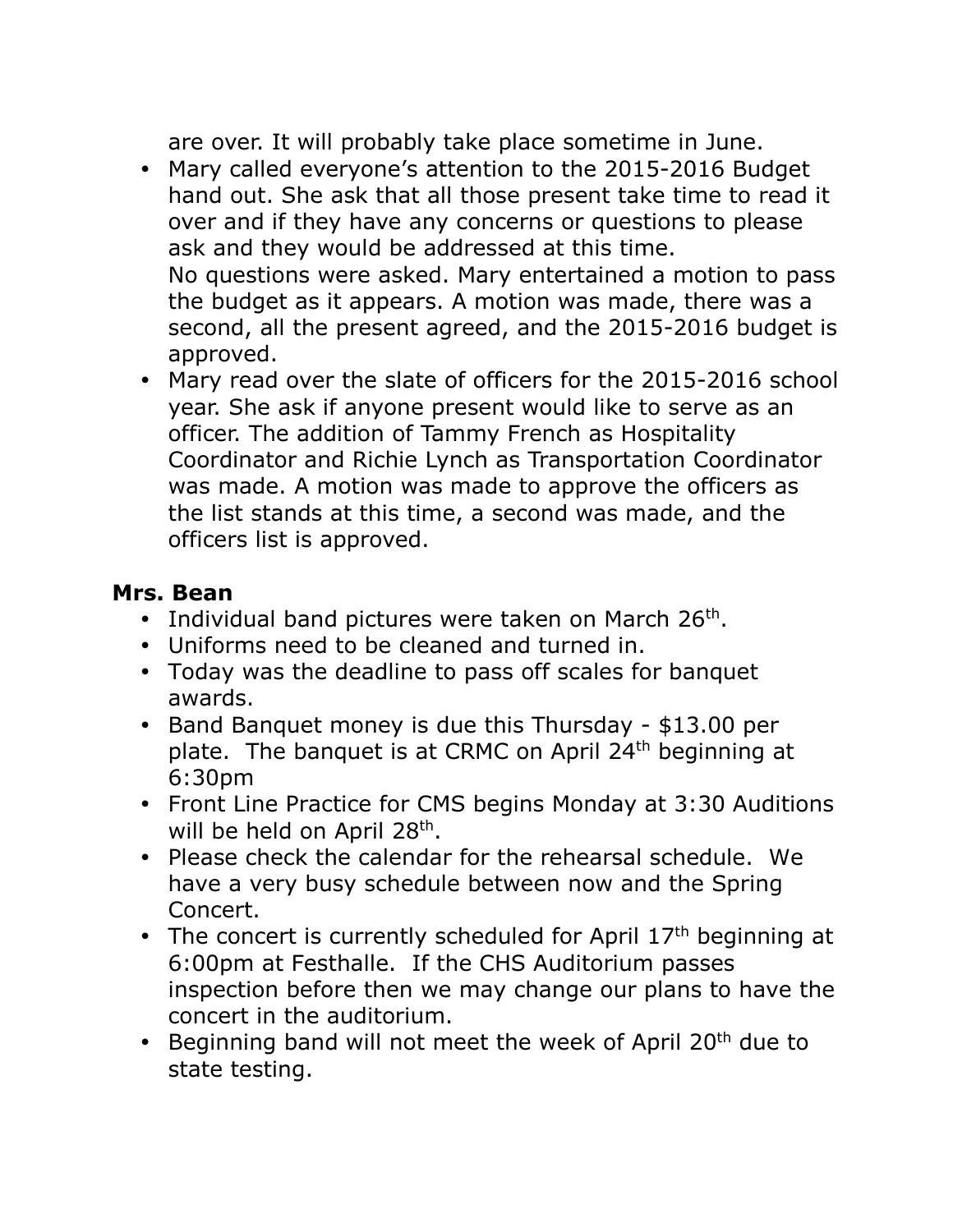are over. It will probably take place sometime in June.

- Mary called everyone's attention to the 2015-2016 Budget hand out. She ask that all those present take time to read it over and if they have any concerns or questions to please ask and they would be addressed at this time.
  No questions were asked. Mary entertained a motion to pass the budget as it appears. A motion was made, there was a second, all the present agreed, and the 2015-2016 budget is approved.
- Mary read over the slate of officers for the 2015-2016 school year. She ask if anyone present would like to serve as an officer. The addition of Tammy French as Hospitality Coordinator and Richie Lynch as Transportation Coordinator was made. A motion was made to approve the officers as the list stands at this time, a second was made, and the officers list is approved.

**Mrs. Bean**

- Individual band pictures were taken on March 26th.
- Uniforms need to be cleaned and turned in.
- Today was the deadline to pass off scales for banquet awards.
- Band Banquet money is due this Thursday - $13.00 per plate. The banquet is at CRMC on April 24th beginning at 6:30pm
- Front Line Practice for CMS begins Monday at 3:30 Auditions will be held on April 28th.
- Please check the calendar for the rehearsal schedule. We have a very busy schedule between now and the Spring Concert.
- The concert is currently scheduled for April 17th beginning at 6:00pm at Festhalle. If the CHS Auditorium passes inspection before then we may change our plans to have the concert in the auditorium.
- Beginning band will not meet the week of April 20th due to state testing.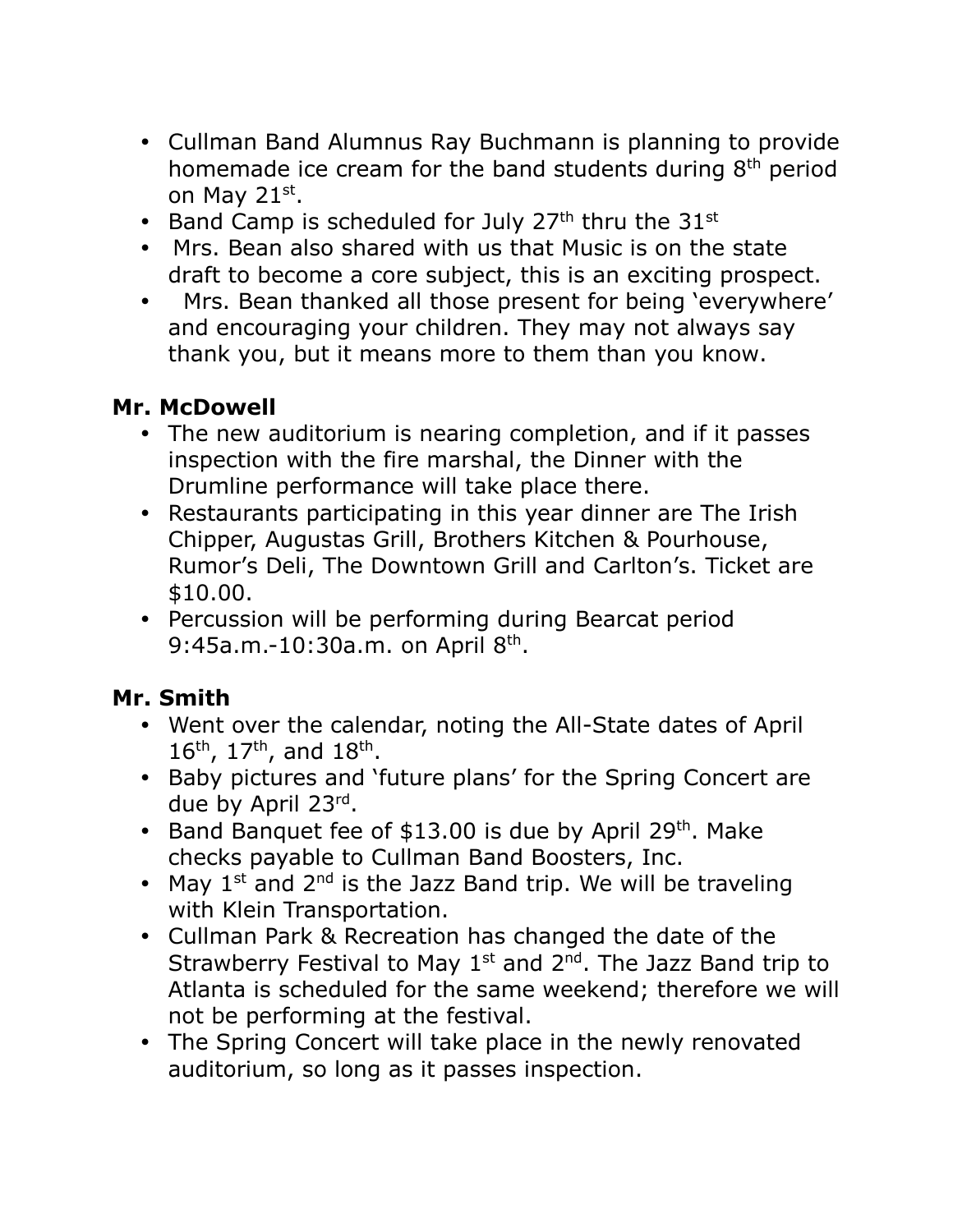- Cullman Band Alumnus Ray Buchmann is planning to provide homemade ice cream for the band students during 8th period on May 21st.
- Band Camp is scheduled for July 27th thru the 31st
- Mrs. Bean also shared with us that Music is on the state draft to become a core subject, this is an exciting prospect.
- Mrs. Bean thanked all those present for being 'everywhere' and encouraging your children. They may not always say thank you, but it means more to them than you know.

**Mr. McDowell**

- The new auditorium is nearing completion, and if it passes inspection with the fire marshal, the Dinner with the Drumline performance will take place there.
- Restaurants participating in this year dinner are The Irish Chipper, Augustas Grill, Brothers Kitchen & Pourhouse, Rumor's Deli, The Downtown Grill and Carlton's. Ticket are $10.00.
- Percussion will be performing during Bearcat period 9:45a.m.-10:30a.m. on April 8th.

**Mr. Smith**

- Went over the calendar, noting the All-State dates of April 16th, 17th, and 18th.
- Baby pictures and 'future plans' for the Spring Concert are due by April 23rd.
- Band Banquet fee of $13.00 is due by April 29th. Make checks payable to Cullman Band Boosters, Inc.
- May 1st and 2nd is the Jazz Band trip. We will be traveling with Klein Transportation.
- Cullman Park & Recreation has changed the date of the Strawberry Festival to May 1st and 2nd. The Jazz Band trip to Atlanta is scheduled for the same weekend; therefore we will not be performing at the festival.
- The Spring Concert will take place in the newly renovated auditorium, so long as it passes inspection.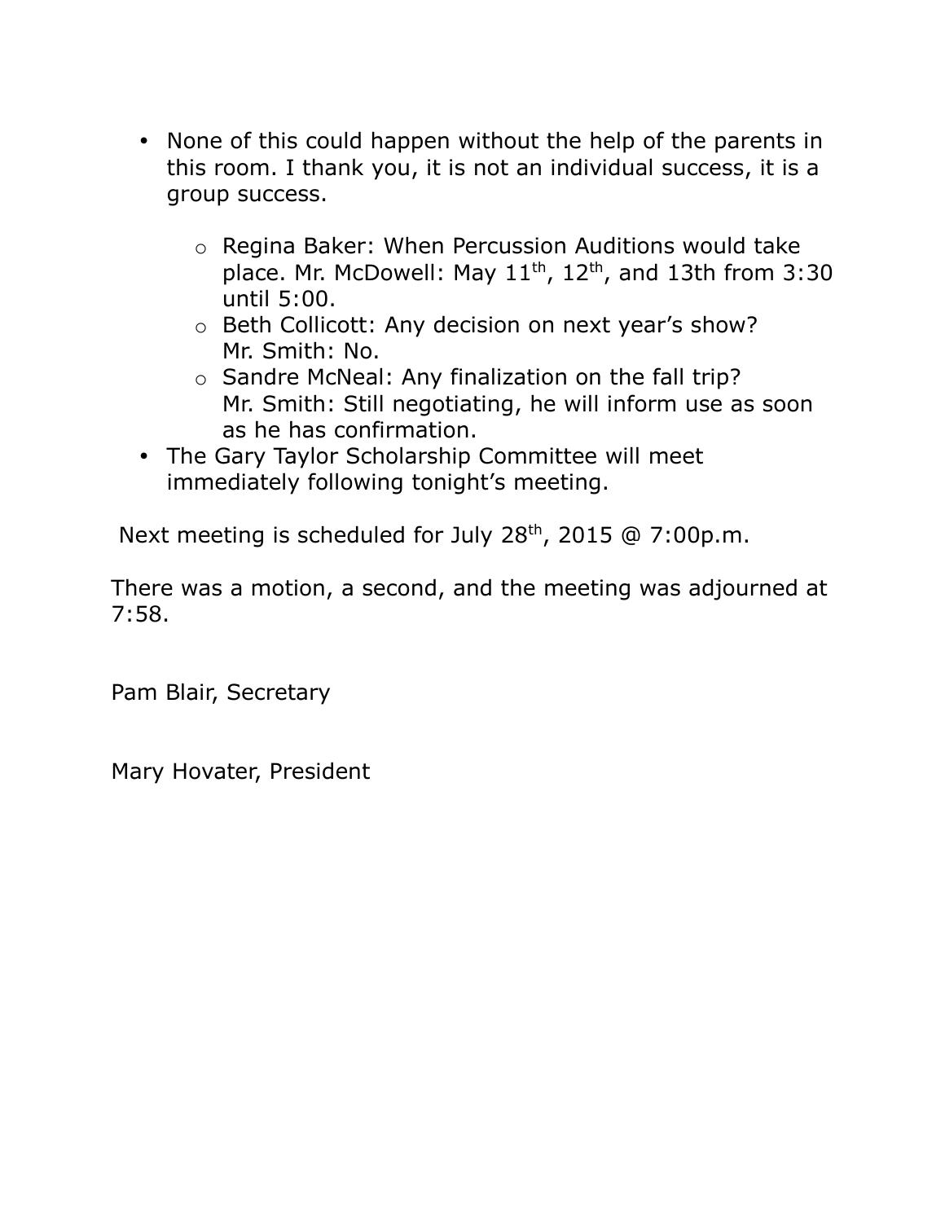- None of this could happen without the help of the parents in this room. I thank you, it is not an individual success, it is a group success.
    - Regina Baker: When Percussion Auditions would take place. Mr. McDowell: May 11th, 12th, and 13th from 3:30 until 5:00.
    - Beth Collicott: Any decision on next year's show? Mr. Smith: No.
    - Sandre McNeal: Any finalization on the fall trip? Mr. Smith: Still negotiating, he will inform use as soon as he has confirmation.
- The Gary Taylor Scholarship Committee will meet immediately following tonight's meeting.

Next meeting is scheduled for July 28th, 2015 @ 7:00p.m.

There was a motion, a second, and the meeting was adjourned at 7:58.

Pam Blair, Secretary

Mary Hovater, President